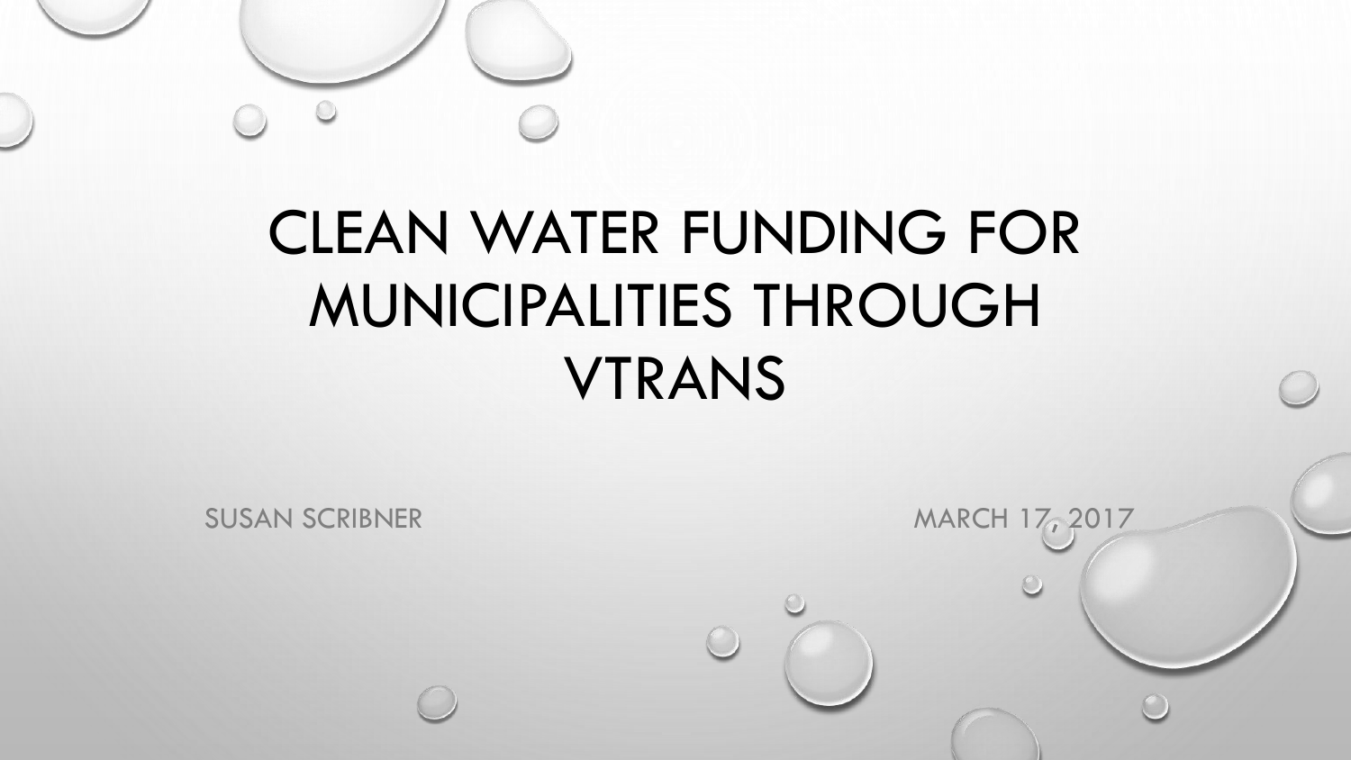# CLEAN WATER FUNDING FOR MUNICIPALITIES THROUGH VTRANS

SUSAN SCRIBNER

MARCH 17, 2017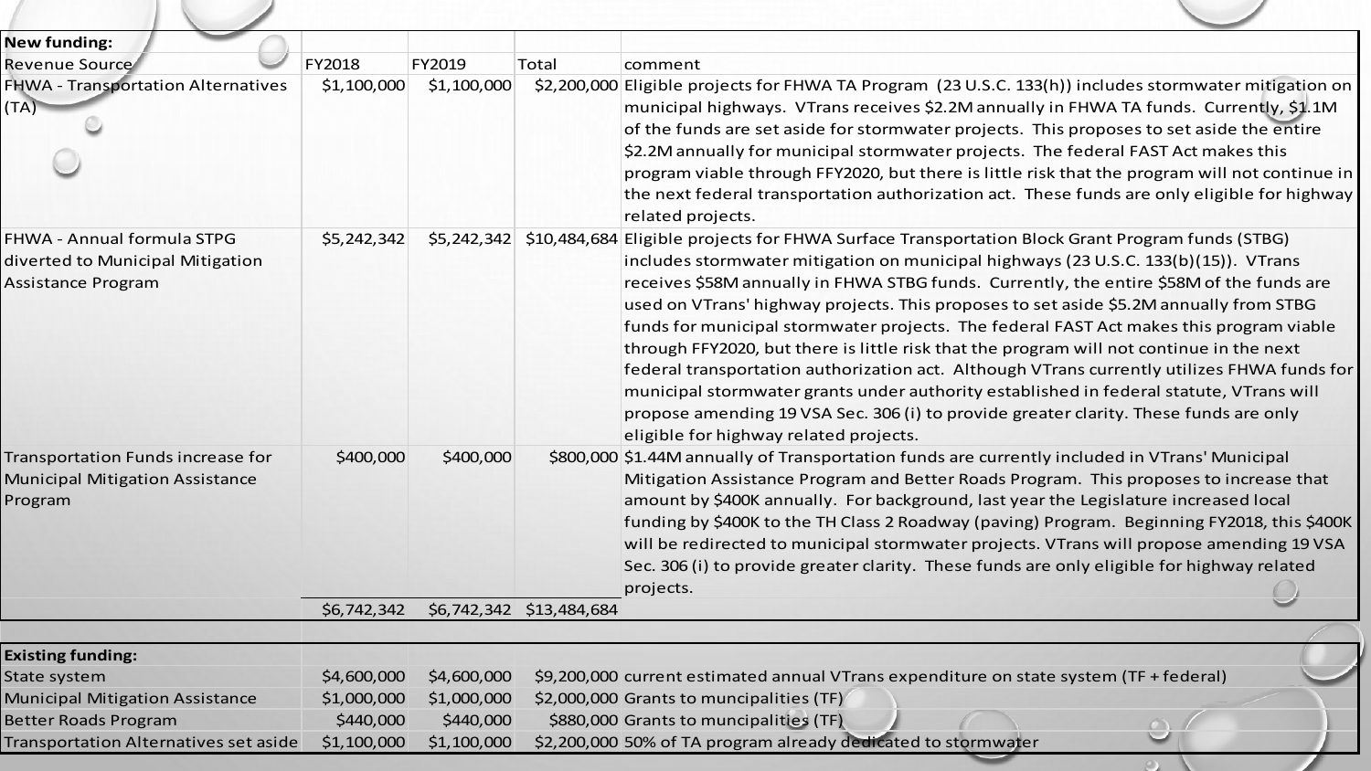| New funding: | | | | |
|---|---|---|---|---|
| Revenue Source | FY2018 | FY2019 | Total | comment |
| FHWA - Transportation Alternatives (TA) | $1,100,000 | $1,100,000 | $2,200,000 | Eligible projects for FHWA TA Program (23 U.S.C. 133(h)) includes stormwater mitigation on municipal highways. VTrans receives $2.2M annually in FHWA TA funds. Currently, $1.1M of the funds are set aside for stormwater projects. This proposes to set aside the entire $2.2M annually for municipal stormwater projects. The federal FAST Act makes this program viable through FFY2020, but there is little risk that the program will not continue in the next federal transportation authorization act. These funds are only eligible for highway related projects. |
| FHWA - Annual formula STPG diverted to Municipal Mitigation Assistance Program | $5,242,342 | $5,242,342 | $10,484,684 | Eligible projects for FHWA Surface Transportation Block Grant Program funds (STBG) includes stormwater mitigation on municipal highways (23 U.S.C. 133(b)(15)). VTrans receives $58M annually in FHWA STBG funds. Currently, the entire $58M of the funds are used on VTrans' highway projects. This proposes to set aside $5.2M annually from STBG funds for municipal stormwater projects. The federal FAST Act makes this program viable through FFY2020, but there is little risk that the program will not continue in the next federal transportation authorization act. Although VTrans currently utilizes FHWA funds for municipal stormwater grants under authority established in federal statute, VTrans will propose amending 19 VSA Sec. 306 (i) to provide greater clarity. These funds are only eligible for highway related projects. |
| Transportation Funds increase for Municipal Mitigation Assistance Program | $400,000 | $400,000 | $800,000 | $1.44M annually of Transportation funds are currently included in VTrans' Municipal Mitigation Assistance Program and Better Roads Program. This proposes to increase that amount by $400K annually. For background, last year the Legislature increased local funding by $400K to the TH Class 2 Roadway (paving) Program. Beginning FY2018, this $400K will be redirected to municipal stormwater projects. VTrans will propose amending 19 VSA Sec. 306 (i) to provide greater clarity. These funds are only eligible for highway related projects. |
| | $6,742,342 | $6,742,342 | $13,484,684 | |

| Existing funding: | | | | |
|---|---|---|---|---|
| State system | $4,600,000 | $4,600,000 | $9,200,000 | current estimated annual VTrans expenditure on state system (TF + federal) |
| Municipal Mitigation Assistance | $1,000,000 | $1,000,000 | $2,000,000 | Grants to muncipalities (TF) |
| Better Roads Program | $440,000 | $440,000 | $880,000 | Grants to muncipalities (TF) |
| Transportation Alternatives set aside | $1,100,000 | $1,100,000 | $2,200,000 | 50% of TA program already dedicated to stormwater |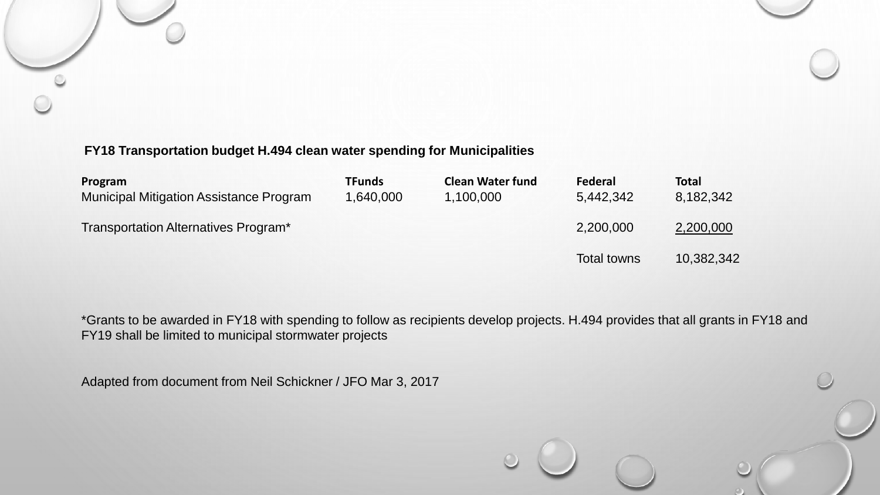**FY18 Transportation budget H.494 clean water spending for Municipalities**

| Program | TFunds | Clean Water fund | Federal | Total |
|---|---|---|---|---|
| Municipal Mitigation Assistance Program | 1,640,000 | 1,100,000 | 5,442,342 | 8,182,342 |
| Transportation Alternatives Program* | | | 2,200,000 | 2,200,000 |
| | | | Total towns | 10,382,342 |

*Grants to be awarded in FY18 with spending to follow as recipients develop projects. H.494 provides that all grants in FY18 and FY19 shall be limited to municipal stormwater projects

Adapted from document from Neil Schickner / JFO Mar 3, 2017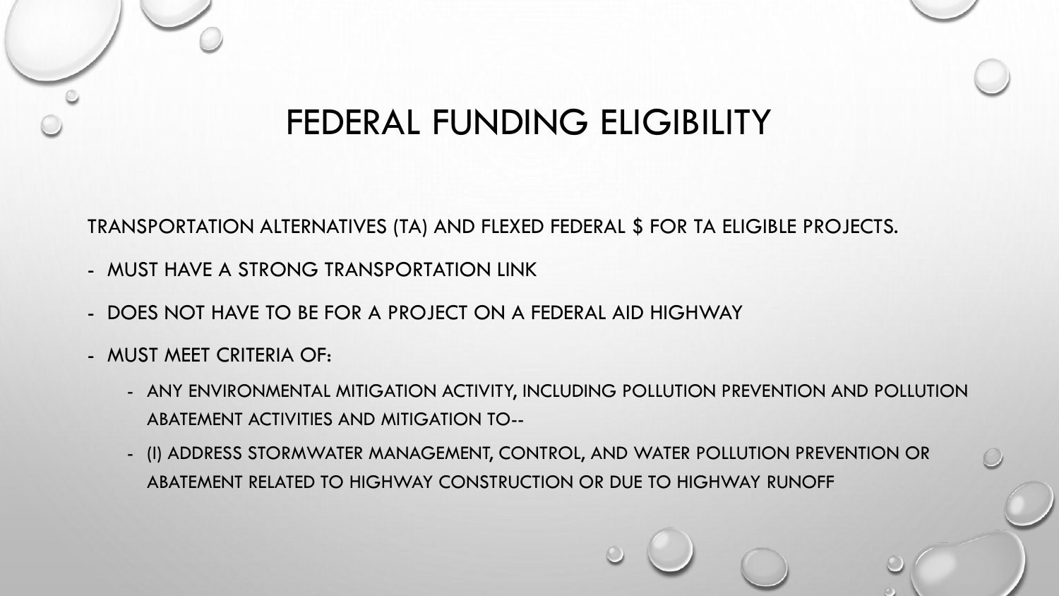# FEDERAL FUNDING ELIGIBILITY

TRANSPORTATION ALTERNATIVES (TA) AND FLEXED FEDERAL $ FOR TA ELIGIBLE PROJECTS.

- MUST HAVE A STRONG TRANSPORTATION LINK
- DOES NOT HAVE TO BE FOR A PROJECT ON A FEDERAL AID HIGHWAY
- MUST MEET CRITERIA OF:
  - ANY ENVIRONMENTAL MITIGATION ACTIVITY, INCLUDING POLLUTION PREVENTION AND POLLUTION ABATEMENT ACTIVITIES AND MITIGATION TO--
  - (I) ADDRESS STORMWATER MANAGEMENT, CONTROL, AND WATER POLLUTION PREVENTION OR ABATEMENT RELATED TO HIGHWAY CONSTRUCTION OR DUE TO HIGHWAY RUNOFF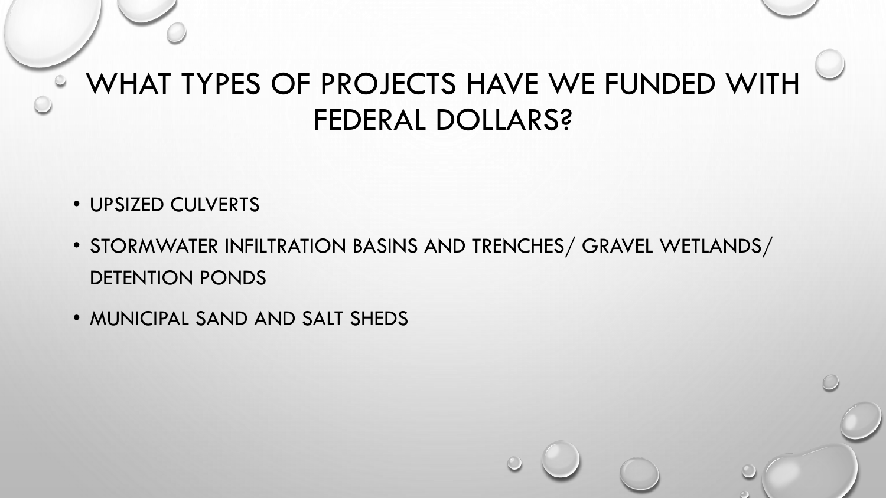# WHAT TYPES OF PROJECTS HAVE WE FUNDED WITH FEDERAL DOLLARS?

- UPSIZED CULVERTS
- STORMWATER INFILTRATION BASINS AND TRENCHES/ GRAVEL WETLANDS/ DETENTION PONDS
- MUNICIPAL SAND AND SALT SHEDS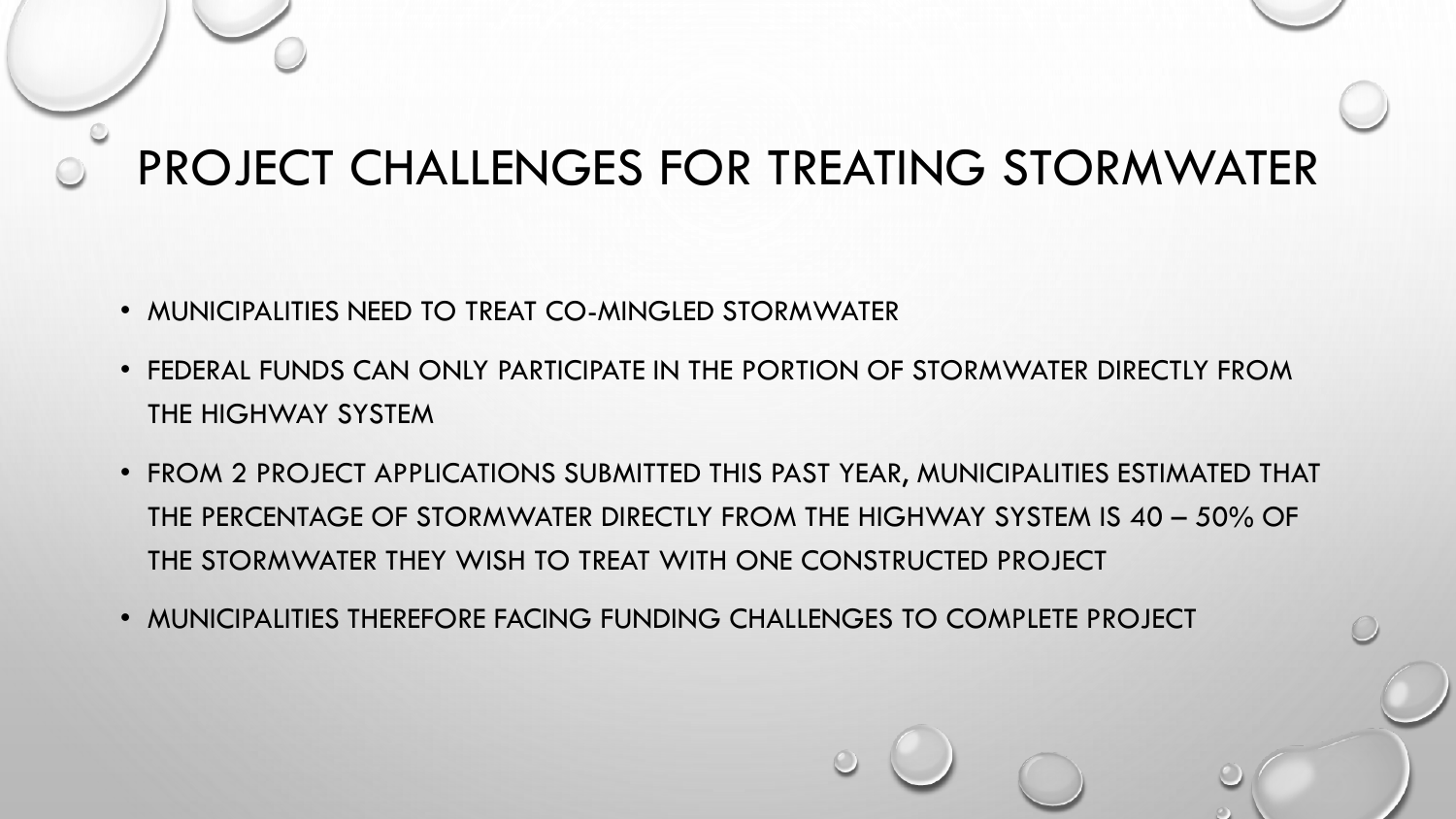# PROJECT CHALLENGES FOR TREATING STORMWATER

- MUNICIPALITIES NEED TO TREAT CO-MINGLED STORMWATER
- FEDERAL FUNDS CAN ONLY PARTICIPATE IN THE PORTION OF STORMWATER DIRECTLY FROM THE HIGHWAY SYSTEM
- FROM 2 PROJECT APPLICATIONS SUBMITTED THIS PAST YEAR, MUNICIPALITIES ESTIMATED THAT THE PERCENTAGE OF STORMWATER DIRECTLY FROM THE HIGHWAY SYSTEM IS 40 – 50% OF THE STORMWATER THEY WISH TO TREAT WITH ONE CONSTRUCTED PROJECT
- MUNICIPALITIES THEREFORE FACING FUNDING CHALLENGES TO COMPLETE PROJECT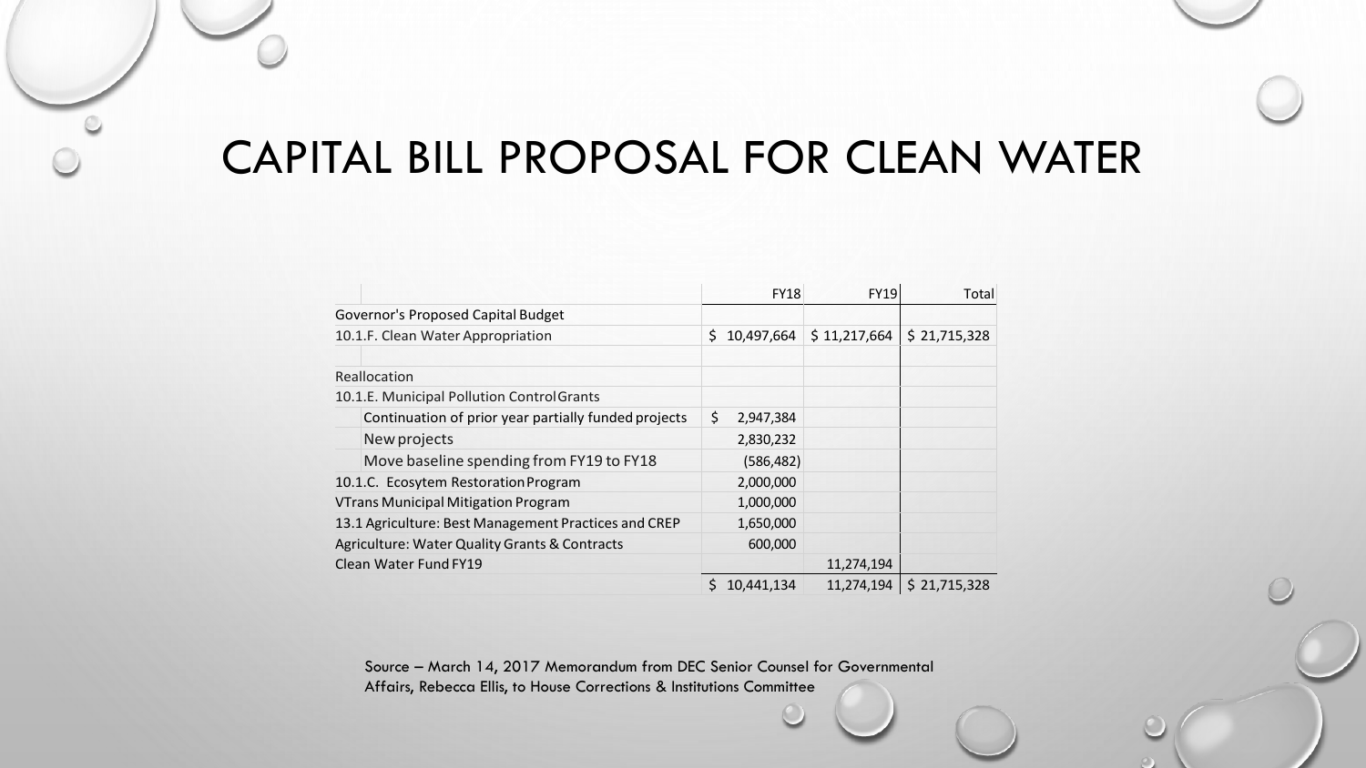# CAPITAL BILL PROPOSAL FOR CLEAN WATER

| | FY18 | FY19 | Total |
|---|---|---|---|
| Governor's Proposed Capital Budget | | | |
| 10.1.F. Clean Water Appropriation | $ 10,497,664 | $ 11,217,664 | $ 21,715,328 |
| | | | |
| Reallocation | | | |
| 10.1.E. Municipal Pollution Control Grants | | | |
| Continuation of prior year partially funded projects | $ 2,947,384 | | |
| New projects | 2,830,232 | | |
| Move baseline spending from FY19 to FY18 | (586,482) | | |
| 10.1.C. Ecosytem Restoration Program | 2,000,000 | | |
| VTrans Municipal Mitigation Program | 1,000,000 | | |
| 13.1 Agriculture: Best Management Practices and CREP | 1,650,000 | | |
| Agriculture: Water Quality Grants & Contracts | 600,000 | | |
| Clean Water Fund FY19 | | 11,274,194 | |
| | $ 10,441,134 | 11,274,194 | $ 21,715,328 |

Source – March 14, 2017 Memorandum from DEC Senior Counsel for Governmental Affairs, Rebecca Ellis, to House Corrections & Institutions Committee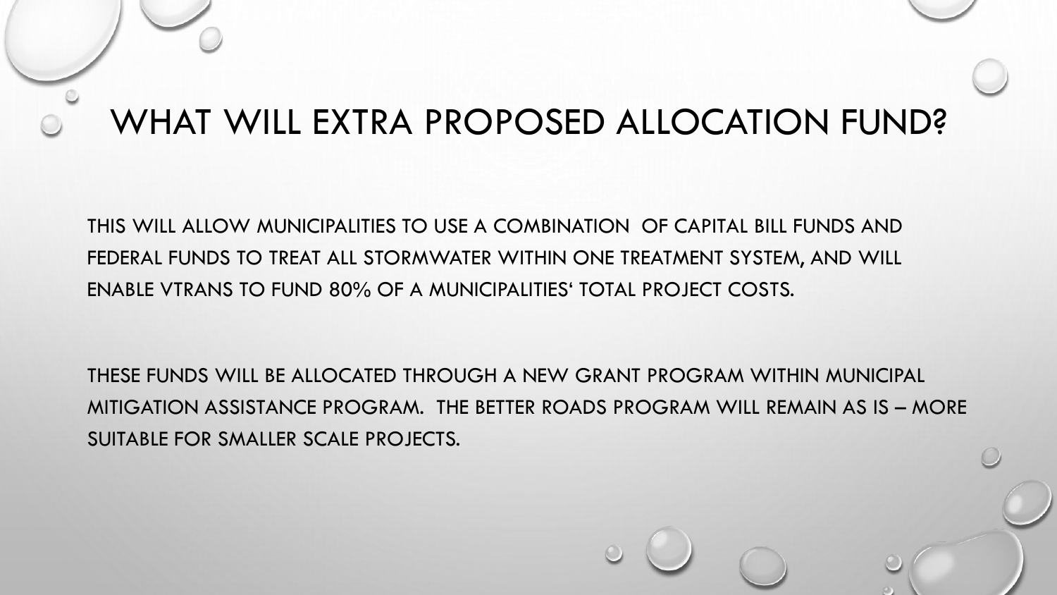# WHAT WILL EXTRA PROPOSED ALLOCATION FUND?

THIS WILL ALLOW MUNICIPALITIES TO USE A COMBINATION OF CAPITAL BILL FUNDS AND FEDERAL FUNDS TO TREAT ALL STORMWATER WITHIN ONE TREATMENT SYSTEM, AND WILL ENABLE VTRANS TO FUND 80% OF A MUNICIPALITIES' TOTAL PROJECT COSTS.

THESE FUNDS WILL BE ALLOCATED THROUGH A NEW GRANT PROGRAM WITHIN MUNICIPAL MITIGATION ASSISTANCE PROGRAM. THE BETTER ROADS PROGRAM WILL REMAIN AS IS – MORE SUITABLE FOR SMALLER SCALE PROJECTS.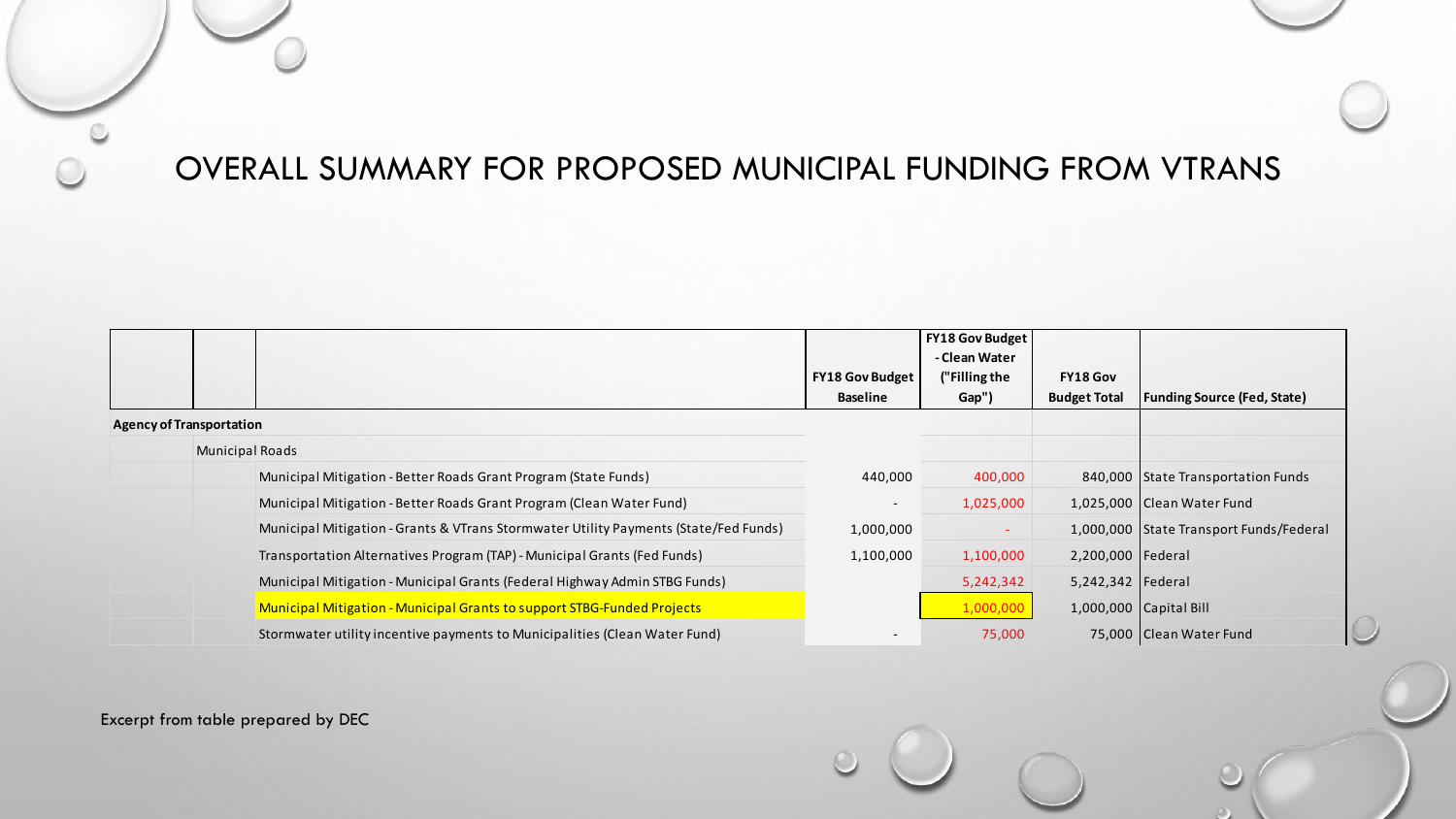# OVERALL SUMMARY FOR PROPOSED MUNICIPAL FUNDING FROM VTRANS

| | | | FY18 Gov Budget Baseline | FY18 Gov Budget - Clean Water ("Filling the Gap") | FY18 Gov Budget Total | Funding Source (Fed, State) |
|---|---|---|---|---|---|---|
| **Agency of Transportation** | | | | | | |
| | Municipal Roads | | | | | |
| | | Municipal Mitigation - Better Roads Grant Program (State Funds) | 440,000 | 400,000 | 840,000 | State Transportation Funds |
| | | Municipal Mitigation - Better Roads Grant Program (Clean Water Fund) | - | 1,025,000 | 1,025,000 | Clean Water Fund |
| | | Municipal Mitigation - Grants & VTrans Stormwater Utility Payments (State/Fed Funds) | 1,000,000 | - | 1,000,000 | State Transport Funds/Federal |
| | | Transportation Alternatives Program (TAP) - Municipal Grants (Fed Funds) | 1,100,000 | 1,100,000 | 2,200,000 | Federal |
| | | Municipal Mitigation - Municipal Grants (Federal Highway Admin STBG Funds) | | 5,242,342 | 5,242,342 | Federal |
| | | Municipal Mitigation - Municipal Grants to support STBG-Funded Projects | | 1,000,000 | 1,000,000 | Capital Bill |
| | | Stormwater utility incentive payments to Municipalities (Clean Water Fund) | - | 75,000 | 75,000 | Clean Water Fund |

Excerpt from table prepared by DEC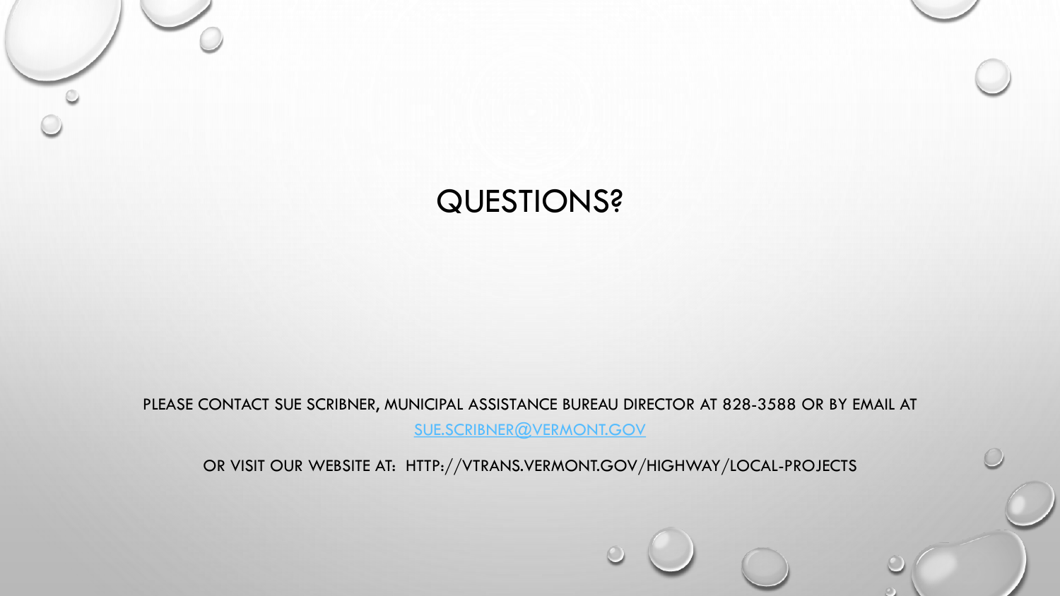# QUESTIONS?

PLEASE CONTACT SUE SCRIBNER, MUNICIPAL ASSISTANCE BUREAU DIRECTOR AT 828-3588 OR BY EMAIL AT SUE.SCRIBNER@VERMONT.GOV

OR VISIT OUR WEBSITE AT: HTTP://VTRANS.VERMONT.GOV/HIGHWAY/LOCAL-PROJECTS